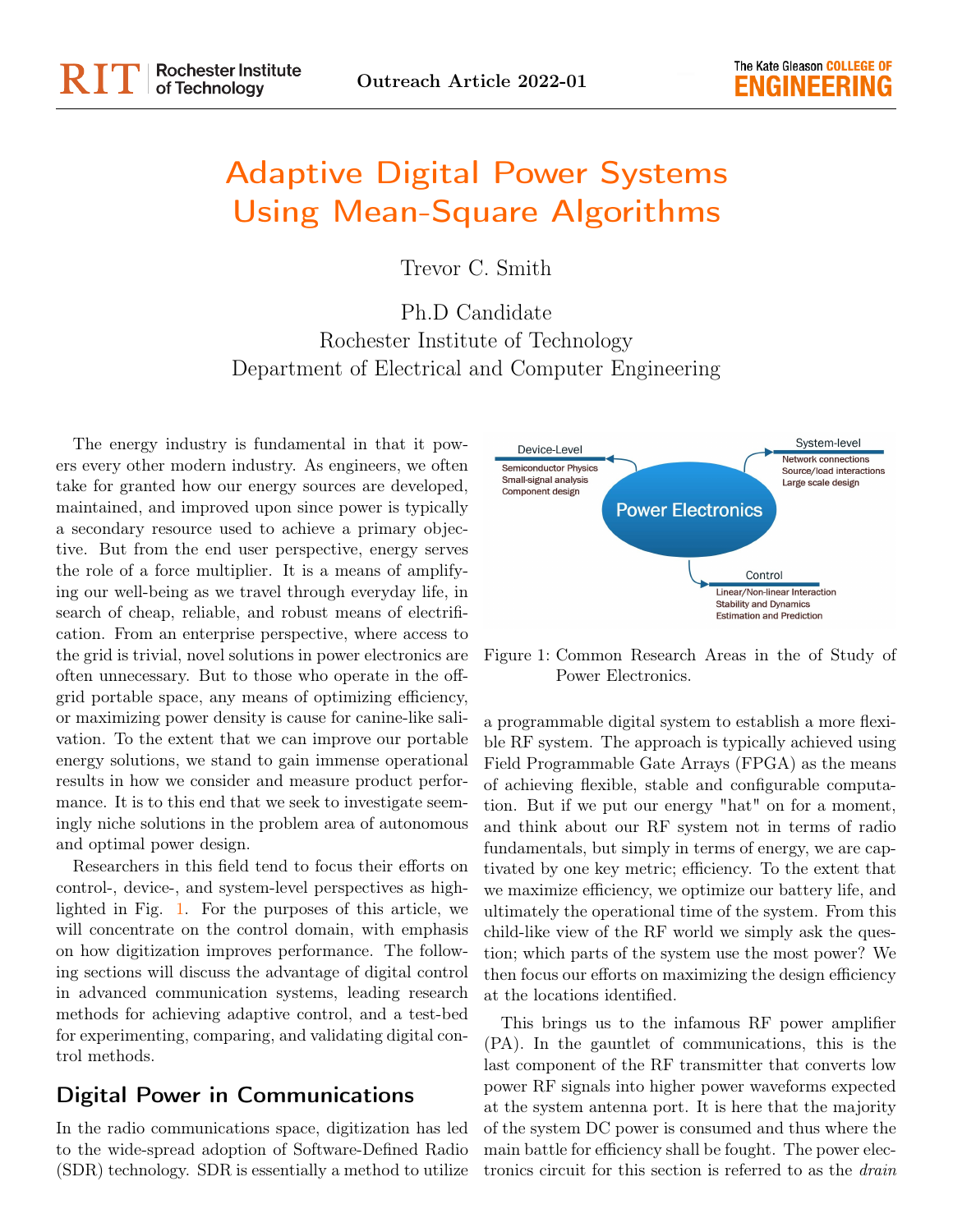Outreach Article 2022-01

# Adaptive Digital Power Systems Using Mean-Square Algorithms

Trevor C. Smith

Ph.D Candidate
Rochester Institute of Technology
Department of Electrical and Computer Engineering

The energy industry is fundamental in that it powers every other modern industry. As engineers, we often take for granted how our energy sources are developed, maintained, and improved upon since power is typically a secondary resource used to achieve a primary objective. But from the end user perspective, energy serves the role of a force multiplier. It is a means of amplifying our well-being as we travel through everyday life, in search of cheap, reliable, and robust means of electrification. From an enterprise perspective, where access to the grid is trivial, novel solutions in power electronics are often unnecessary. But to those who operate in the off-grid portable space, any means of optimizing efficiency, or maximizing power density is cause for canine-like salivation. To the extent that we can improve our portable energy solutions, we stand to gain immense operational results in how we consider and measure product performance. It is to this end that we seek to investigate seemingly niche solutions in the problem area of autonomous and optimal power design.

Researchers in this field tend to focus their efforts on control-, device-, and system-level perspectives as highlighted in Fig. 1. For the purposes of this article, we will concentrate on the control domain, with emphasis on how digitization improves performance. The following sections will discuss the advantage of digital control in advanced communication systems, leading research methods for achieving adaptive control, and a test-bed for experimenting, comparing, and validating digital control methods.

Figure 1: Common Research Areas in the of Study of Power Electronics.

## Digital Power in Communications

In the radio communications space, digitization has led to the wide-spread adoption of Software-Defined Radio (SDR) technology. SDR is essentially a method to utilize a programmable digital system to establish a more flexible RF system. The approach is typically achieved using Field Programmable Gate Arrays (FPGA) as the means of achieving flexible, stable and configurable computation. But if we put our energy "hat" on for a moment, and think about our RF system not in terms of radio fundamentals, but simply in terms of energy, we are captivated by one key metric; efficiency. To the extent that we maximize efficiency, we optimize our battery life, and ultimately the operational time of the system. From this child-like view of the RF world we simply ask the question; which parts of the system use the most power? We then focus our efforts on maximizing the design efficiency at the locations identified.

This brings us to the infamous RF power amplifier (PA). In the gauntlet of communications, this is the last component of the RF transmitter that converts low power RF signals into higher power waveforms expected at the system antenna port. It is here that the majority of the system DC power is consumed and thus where the main battle for efficiency shall be fought. The power electronics circuit for this section is referred to as the *drain*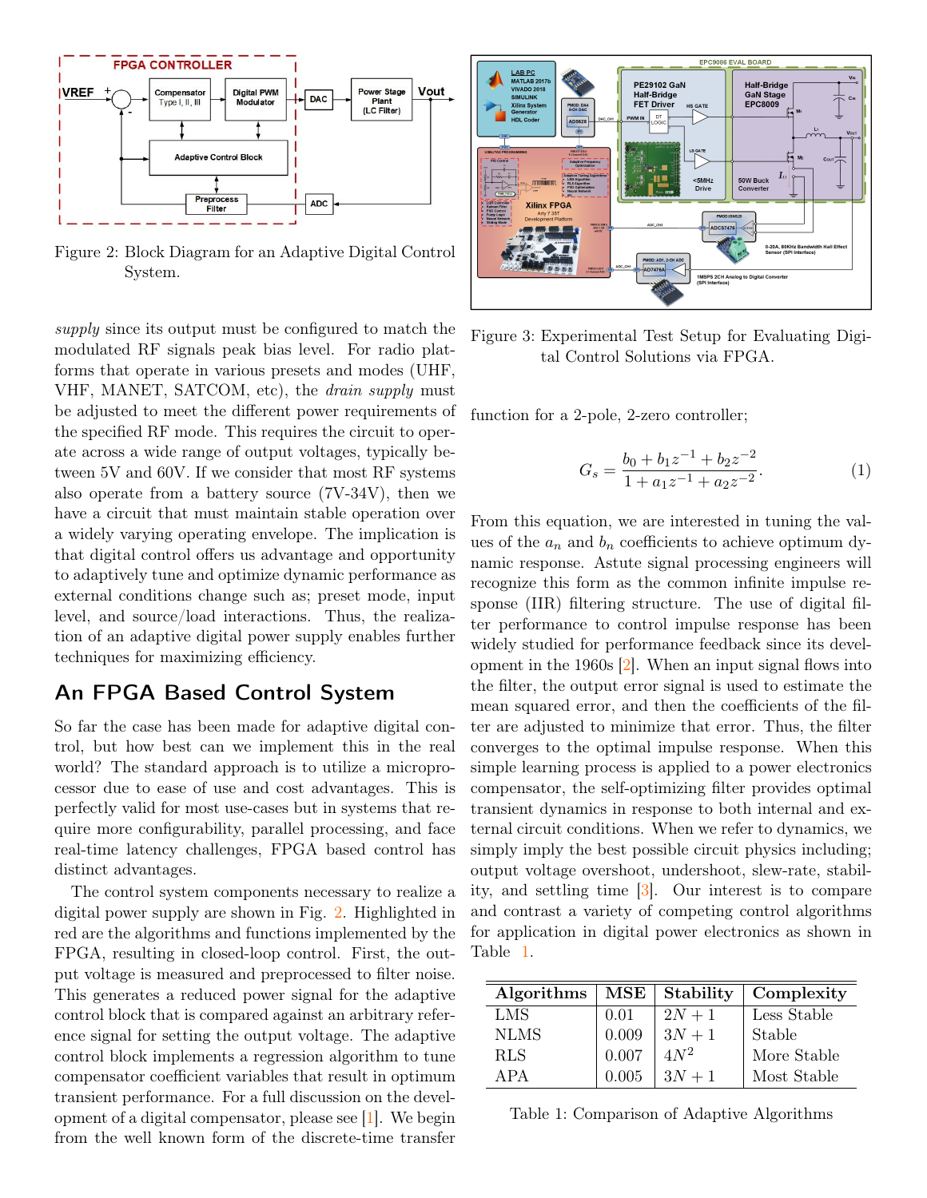Figure 2: Block Diagram for an Adaptive Digital Control System.

Figure 3: Experimental Test Setup for Evaluating Digital Control Solutions via FPGA.

*supply* since its output must be configured to match the modulated RF signals peak bias level. For radio platforms that operate in various presets and modes (UHF, VHF, MANET, SATCOM, etc), the *drain supply* must be adjusted to meet the different power requirements of the specified RF mode. This requires the circuit to operate across a wide range of output voltages, typically between 5V and 60V. If we consider that most RF systems also operate from a battery source (7V-34V), then we have a circuit that must maintain stable operation over a widely varying operating envelope. The implication is that digital control offers us advantage and opportunity to adaptively tune and optimize dynamic performance as external conditions change such as; preset mode, input level, and source/load interactions. Thus, the realization of an adaptive digital power supply enables further techniques for maximizing efficiency.

## An FPGA Based Control System

So far the case has been made for adaptive digital control, but how best can we implement this in the real world? The standard approach is to utilize a microprocessor due to ease of use and cost advantages. This is perfectly valid for most use-cases but in systems that require more configurability, parallel processing, and face real-time latency challenges, FPGA based control has distinct advantages.

The control system components necessary to realize a digital power supply are shown in Fig. 2. Highlighted in red are the algorithms and functions implemented by the FPGA, resulting in closed-loop control. First, the output voltage is measured and preprocessed to filter noise. This generates a reduced power signal for the adaptive control block that is compared against an arbitrary reference signal for setting the output voltage. The adaptive control block implements a regression algorithm to tune compensator coefficient variables that result in optimum transient performance. For a full discussion on the development of a digital compensator, please see [1]. We begin from the well known form of the discrete-time transfer function for a 2-pole, 2-zero controller;

$$G_s = \frac{b_0 + b_1 z^{-1} + b_2 z^{-2}}{1 + a_1 z^{-1} + a_2 z^{-2}}. \tag{1}$$

From this equation, we are interested in tuning the values of the $a_n$ and $b_n$ coefficients to achieve optimum dynamic response. Astute signal processing engineers will recognize this form as the common infinite impulse response (IIR) filtering structure. The use of digital filter performance to control impulse response has been widely studied for performance feedback since its development in the 1960s [2]. When an input signal flows into the filter, the output error signal is used to estimate the mean squared error, and then the coefficients of the filter are adjusted to minimize that error. Thus, the filter converges to the optimal impulse response. When this simple learning process is applied to a power electronics compensator, the self-optimizing filter provides optimal transient dynamics in response to both internal and external circuit conditions. When we refer to dynamics, we simply imply the best possible circuit physics including; output voltage overshoot, undershoot, slew-rate, stability, and settling time [3]. Our interest is to compare and contrast a variety of competing control algorithms for application in digital power electronics as shown in Table 1.

| Algorithms | MSE | Stability | Complexity |
|---|---|---|---|
| LMS | 0.01 | $2N+1$ | Less Stable |
| NLMS | 0.009 | $3N+1$ | Stable |
| RLS | 0.007 | $4N^2$ | More Stable |
| APA | 0.005 | $3N+1$ | Most Stable |

Table 1: Comparison of Adaptive Algorithms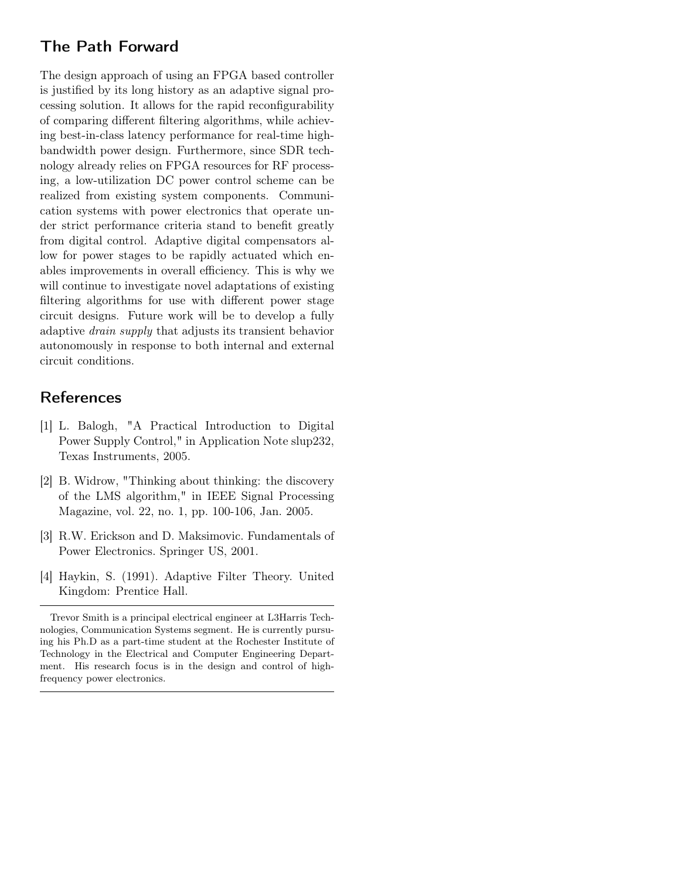## The Path Forward

The design approach of using an FPGA based controller is justified by its long history as an adaptive signal processing solution. It allows for the rapid reconfigurability of comparing different filtering algorithms, while achieving best-in-class latency performance for real-time high-bandwidth power design. Furthermore, since SDR technology already relies on FPGA resources for RF processing, a low-utilization DC power control scheme can be realized from existing system components. Communication systems with power electronics that operate under strict performance criteria stand to benefit greatly from digital control. Adaptive digital compensators allow for power stages to be rapidly actuated which enables improvements in overall efficiency. This is why we will continue to investigate novel adaptations of existing filtering algorithms for use with different power stage circuit designs. Future work will be to develop a fully adaptive *drain supply* that adjusts its transient behavior autonomously in response to both internal and external circuit conditions.

## References

[1] L. Balogh, "A Practical Introduction to Digital Power Supply Control," in Application Note slup232, Texas Instruments, 2005.

[2] B. Widrow, "Thinking about thinking: the discovery of the LMS algorithm," in IEEE Signal Processing Magazine, vol. 22, no. 1, pp. 100-106, Jan. 2005.

[3] R.W. Erickson and D. Maksimovic. Fundamentals of Power Electronics. Springer US, 2001.

[4] Haykin, S. (1991). Adaptive Filter Theory. United Kingdom: Prentice Hall.

---

Trevor Smith is a principal electrical engineer at L3Harris Technologies, Communication Systems segment. He is currently pursuing his Ph.D as a part-time student at the Rochester Institute of Technology in the Electrical and Computer Engineering Department. His research focus is in the design and control of high-frequency power electronics.

---